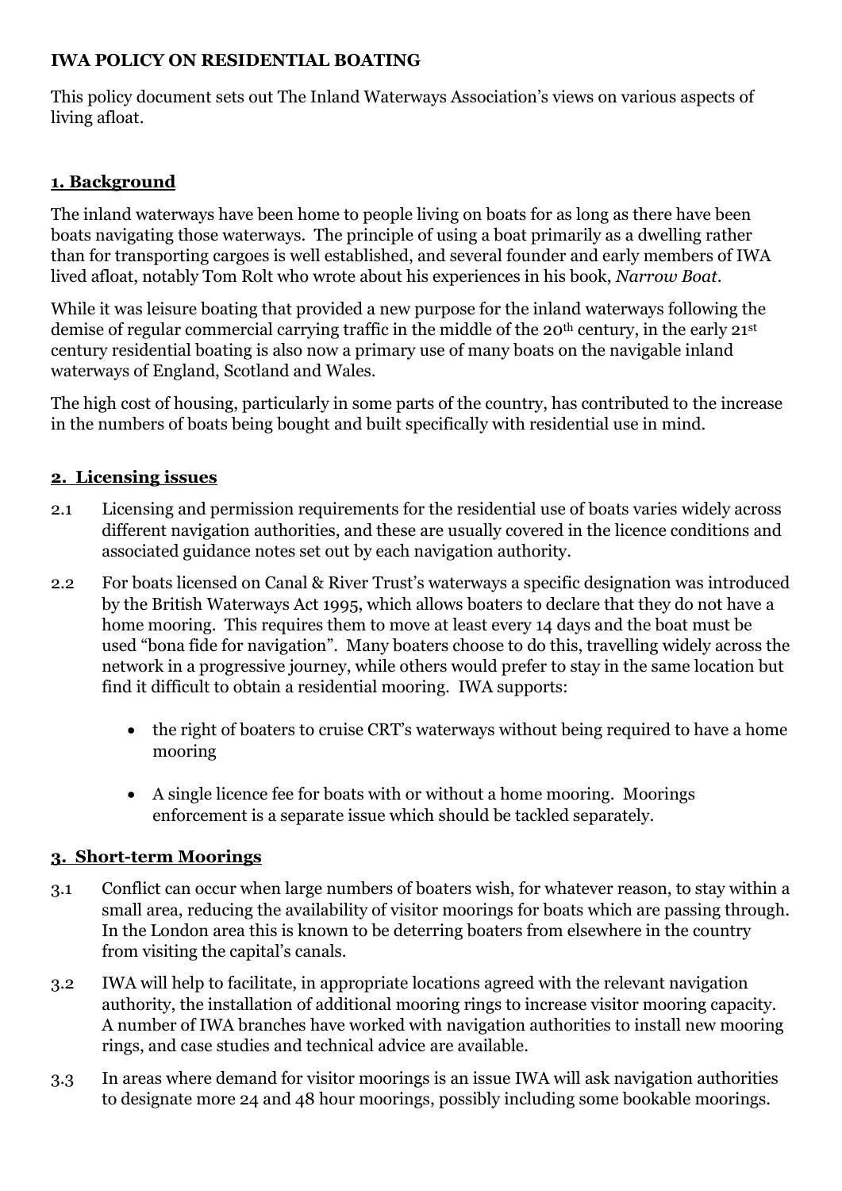# IWA POLICY ON RESIDENTIAL BOATING

This policy document sets out The Inland Waterways Association's views on various aspects of living afloat.

## 1. Background

The inland waterways have been home to people living on boats for as long as there have been boats navigating those waterways. The principle of using a boat primarily as a dwelling rather than for transporting cargoes is well established, and several founder and early members of IWA lived afloat, notably Tom Rolt who wrote about his experiences in his book, *Narrow Boat*.

While it was leisure boating that provided a new purpose for the inland waterways following the demise of regular commercial carrying traffic in the middle of the 20th century, in the early 21st century residential boating is also now a primary use of many boats on the navigable inland waterways of England, Scotland and Wales.

The high cost of housing, particularly in some parts of the country, has contributed to the increase in the numbers of boats being bought and built specifically with residential use in mind.

## 2. Licensing issues

2.1 Licensing and permission requirements for the residential use of boats varies widely across different navigation authorities, and these are usually covered in the licence conditions and associated guidance notes set out by each navigation authority.

2.2 For boats licensed on Canal & River Trust's waterways a specific designation was introduced by the British Waterways Act 1995, which allows boaters to declare that they do not have a home mooring. This requires them to move at least every 14 days and the boat must be used "bona fide for navigation". Many boaters choose to do this, travelling widely across the network in a progressive journey, while others would prefer to stay in the same location but find it difficult to obtain a residential mooring. IWA supports:

- the right of boaters to cruise CRT's waterways without being required to have a home mooring
- A single licence fee for boats with or without a home mooring. Moorings enforcement is a separate issue which should be tackled separately.

## 3. Short-term Moorings

3.1 Conflict can occur when large numbers of boaters wish, for whatever reason, to stay within a small area, reducing the availability of visitor moorings for boats which are passing through. In the London area this is known to be deterring boaters from elsewhere in the country from visiting the capital's canals.

3.2 IWA will help to facilitate, in appropriate locations agreed with the relevant navigation authority, the installation of additional mooring rings to increase visitor mooring capacity. A number of IWA branches have worked with navigation authorities to install new mooring rings, and case studies and technical advice are available.

3.3 In areas where demand for visitor moorings is an issue IWA will ask navigation authorities to designate more 24 and 48 hour moorings, possibly including some bookable moorings.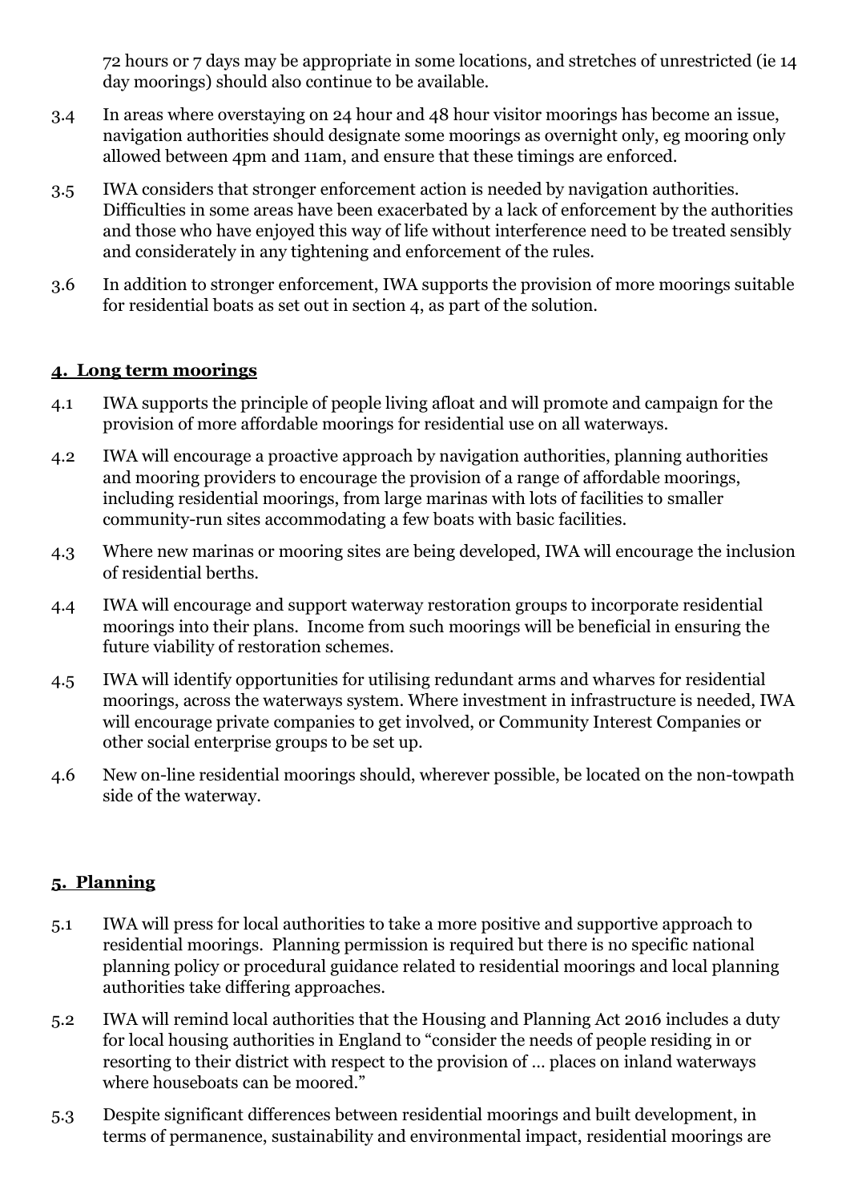72 hours or 7 days may be appropriate in some locations, and stretches of unrestricted (ie 14 day moorings) should also continue to be available.

3.4 In areas where overstaying on 24 hour and 48 hour visitor moorings has become an issue, navigation authorities should designate some moorings as overnight only, eg mooring only allowed between 4pm and 11am, and ensure that these timings are enforced.

3.5 IWA considers that stronger enforcement action is needed by navigation authorities. Difficulties in some areas have been exacerbated by a lack of enforcement by the authorities and those who have enjoyed this way of life without interference need to be treated sensibly and considerately in any tightening and enforcement of the rules.

3.6 In addition to stronger enforcement, IWA supports the provision of more moorings suitable for residential boats as set out in section 4, as part of the solution.

## 4. Long term moorings

4.1 IWA supports the principle of people living afloat and will promote and campaign for the provision of more affordable moorings for residential use on all waterways.

4.2 IWA will encourage a proactive approach by navigation authorities, planning authorities and mooring providers to encourage the provision of a range of affordable moorings, including residential moorings, from large marinas with lots of facilities to smaller community-run sites accommodating a few boats with basic facilities.

4.3 Where new marinas or mooring sites are being developed, IWA will encourage the inclusion of residential berths.

4.4 IWA will encourage and support waterway restoration groups to incorporate residential moorings into their plans. Income from such moorings will be beneficial in ensuring the future viability of restoration schemes.

4.5 IWA will identify opportunities for utilising redundant arms and wharves for residential moorings, across the waterways system. Where investment in infrastructure is needed, IWA will encourage private companies to get involved, or Community Interest Companies or other social enterprise groups to be set up.

4.6 New on-line residential moorings should, wherever possible, be located on the non-towpath side of the waterway.

## 5. Planning

5.1 IWA will press for local authorities to take a more positive and supportive approach to residential moorings. Planning permission is required but there is no specific national planning policy or procedural guidance related to residential moorings and local planning authorities take differing approaches.

5.2 IWA will remind local authorities that the Housing and Planning Act 2016 includes a duty for local housing authorities in England to "consider the needs of people residing in or resorting to their district with respect to the provision of … places on inland waterways where houseboats can be moored."

5.3 Despite significant differences between residential moorings and built development, in terms of permanence, sustainability and environmental impact, residential moorings are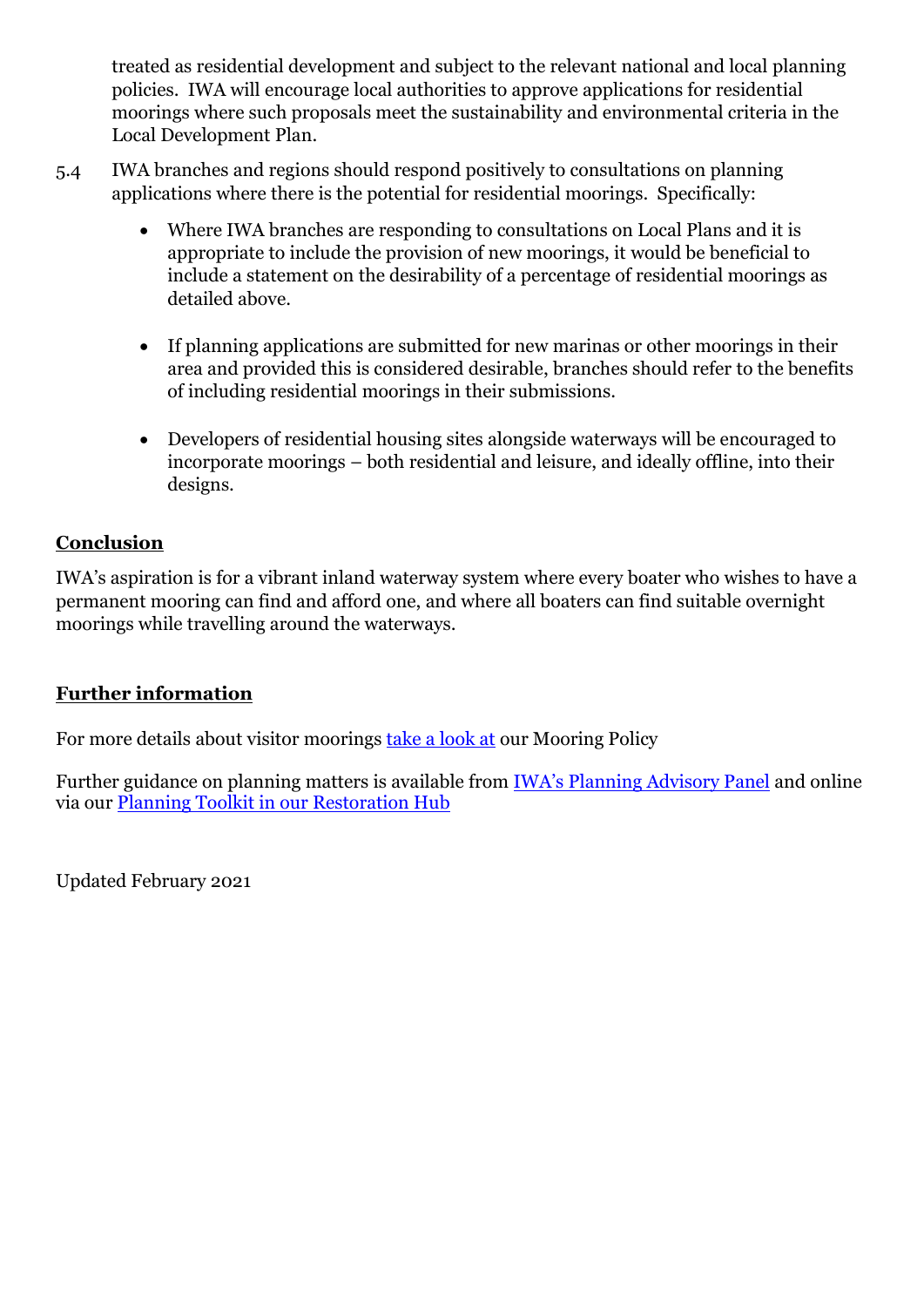treated as residential development and subject to the relevant national and local planning policies. IWA will encourage local authorities to approve applications for residential moorings where such proposals meet the sustainability and environmental criteria in the Local Development Plan.

5.4 IWA branches and regions should respond positively to consultations on planning applications where there is the potential for residential moorings. Specifically:

- Where IWA branches are responding to consultations on Local Plans and it is appropriate to include the provision of new moorings, it would be beneficial to include a statement on the desirability of a percentage of residential moorings as detailed above.

- If planning applications are submitted for new marinas or other moorings in their area and provided this is considered desirable, branches should refer to the benefits of including residential moorings in their submissions.

- Developers of residential housing sites alongside waterways will be encouraged to incorporate moorings – both residential and leisure, and ideally offline, into their designs.

## Conclusion

IWA's aspiration is for a vibrant inland waterway system where every boater who wishes to have a permanent mooring can find and afford one, and where all boaters can find suitable overnight moorings while travelling around the waterways.

## Further information

For more details about visitor moorings take a look at our Mooring Policy

Further guidance on planning matters is available from IWA's Planning Advisory Panel and online via our Planning Toolkit in our Restoration Hub

Updated February 2021